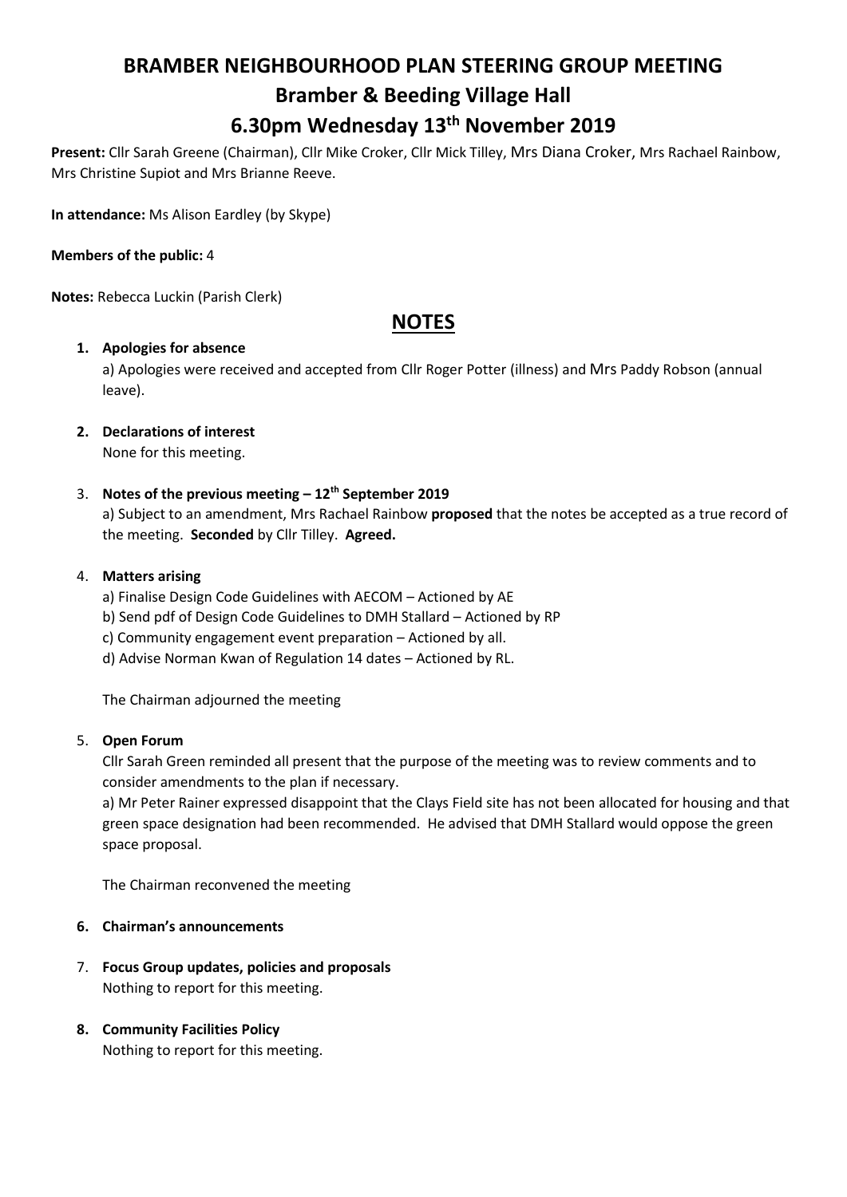# BRAMBER NEIGHBOURHOOD PLAN STEERING GROUP MEETING

## Bramber & Beeding Village Hall

## 6.30pm Wednesday 13th November 2019

**Present:** Cllr Sarah Greene (Chairman), Cllr Mike Croker, Cllr Mick Tilley, Mrs Diana Croker, Mrs Rachael Rainbow, Mrs Christine Supiot and Mrs Brianne Reeve.

**In attendance:** Ms Alison Eardley (by Skype)

**Members of the public:** 4

**Notes:** Rebecca Luckin (Parish Clerk)

## NOTES

1. **Apologies for absence**

   a) Apologies were received and accepted from Cllr Roger Potter (illness) and Mrs Paddy Robson (annual leave).

2. **Declarations of interest**

   None for this meeting.

3. **Notes of the previous meeting – 12th September 2019**

   a) Subject to an amendment, Mrs Rachael Rainbow **proposed** that the notes be accepted as a true record of the meeting. **Seconded** by Cllr Tilley. **Agreed.**

4. **Matters arising**

   a) Finalise Design Code Guidelines with AECOM – Actioned by AE
   b) Send pdf of Design Code Guidelines to DMH Stallard – Actioned by RP
   c) Community engagement event preparation – Actioned by all.
   d) Advise Norman Kwan of Regulation 14 dates – Actioned by RL.

   The Chairman adjourned the meeting

5. **Open Forum**

   Cllr Sarah Green reminded all present that the purpose of the meeting was to review comments and to consider amendments to the plan if necessary.

   a) Mr Peter Rainer expressed disappoint that the Clays Field site has not been allocated for housing and that green space designation had been recommended. He advised that DMH Stallard would oppose the green space proposal.

   The Chairman reconvened the meeting

6. **Chairman's announcements**

7. **Focus Group updates, policies and proposals**

   Nothing to report for this meeting.

8. **Community Facilities Policy**

   Nothing to report for this meeting.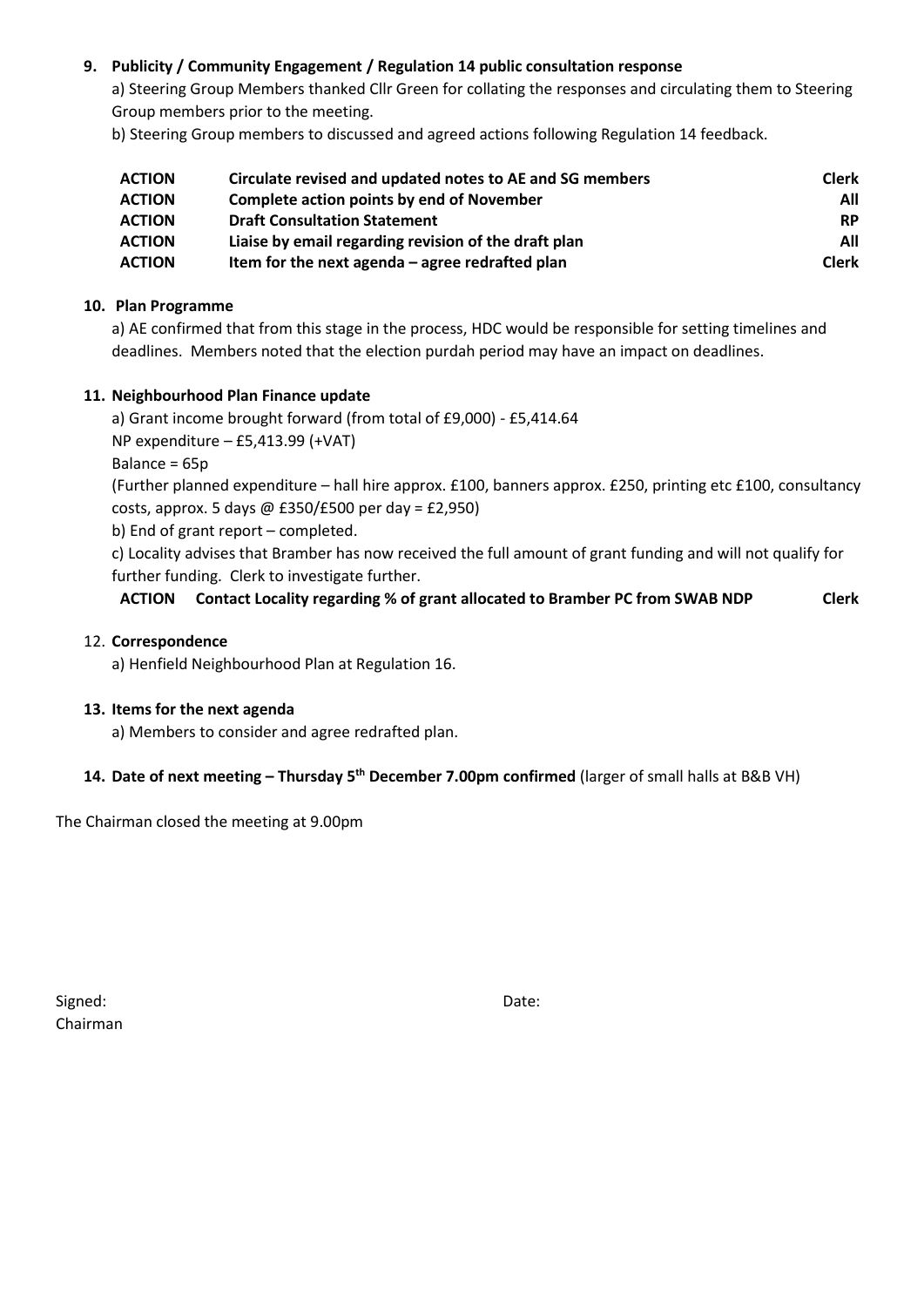**9. Publicity / Community Engagement / Regulation 14 public consultation response**

a) Steering Group Members thanked Cllr Green for collating the responses and circulating them to Steering Group members prior to the meeting.

b) Steering Group members to discussed and agreed actions following Regulation 14 feedback.

| | | |
|---|---|---|
| **ACTION** | **Circulate revised and updated notes to AE and SG members** | **Clerk** |
| **ACTION** | **Complete action points by end of November** | **All** |
| **ACTION** | **Draft Consultation Statement** | **RP** |
| **ACTION** | **Liaise by email regarding revision of the draft plan** | **All** |
| **ACTION** | **Item for the next agenda – agree redrafted plan** | **Clerk** |

**10. Plan Programme**

a) AE confirmed that from this stage in the process, HDC would be responsible for setting timelines and deadlines. Members noted that the election purdah period may have an impact on deadlines.

**11. Neighbourhood Plan Finance update**

a) Grant income brought forward (from total of £9,000) - £5,414.64
NP expenditure – £5,413.99 (+VAT)
Balance = 65p
(Further planned expenditure – hall hire approx. £100, banners approx. £250, printing etc £100, consultancy costs, approx. 5 days @ £350/£500 per day = £2,950)

b) End of grant report – completed.

c) Locality advises that Bramber has now received the full amount of grant funding and will not qualify for further funding. Clerk to investigate further.

**ACTION Contact Locality regarding % of grant allocated to Bramber PC from SWAB NDP Clerk**

12. **Correspondence**

a) Henfield Neighbourhood Plan at Regulation 16.

**13. Items for the next agenda**

a) Members to consider and agree redrafted plan.

**14. Date of next meeting – Thursday 5th December 7.00pm confirmed** (larger of small halls at B&B VH)

The Chairman closed the meeting at 9.00pm

Signed: Date:
Chairman